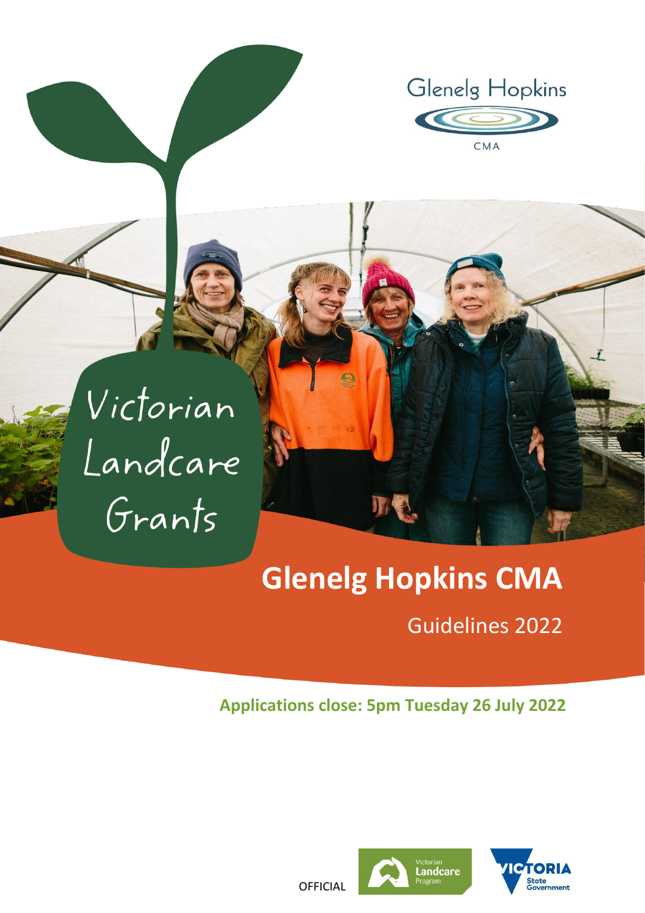Glenelg Hopkins

CMA

# Victorian Landcare Grants

## Glenelg Hopkins CMA

Guidelines 2022

**Applications close: 5pm Tuesday 26 July 2022**

OFFICIAL

Victorian Landcare Program

VICTORIA State Government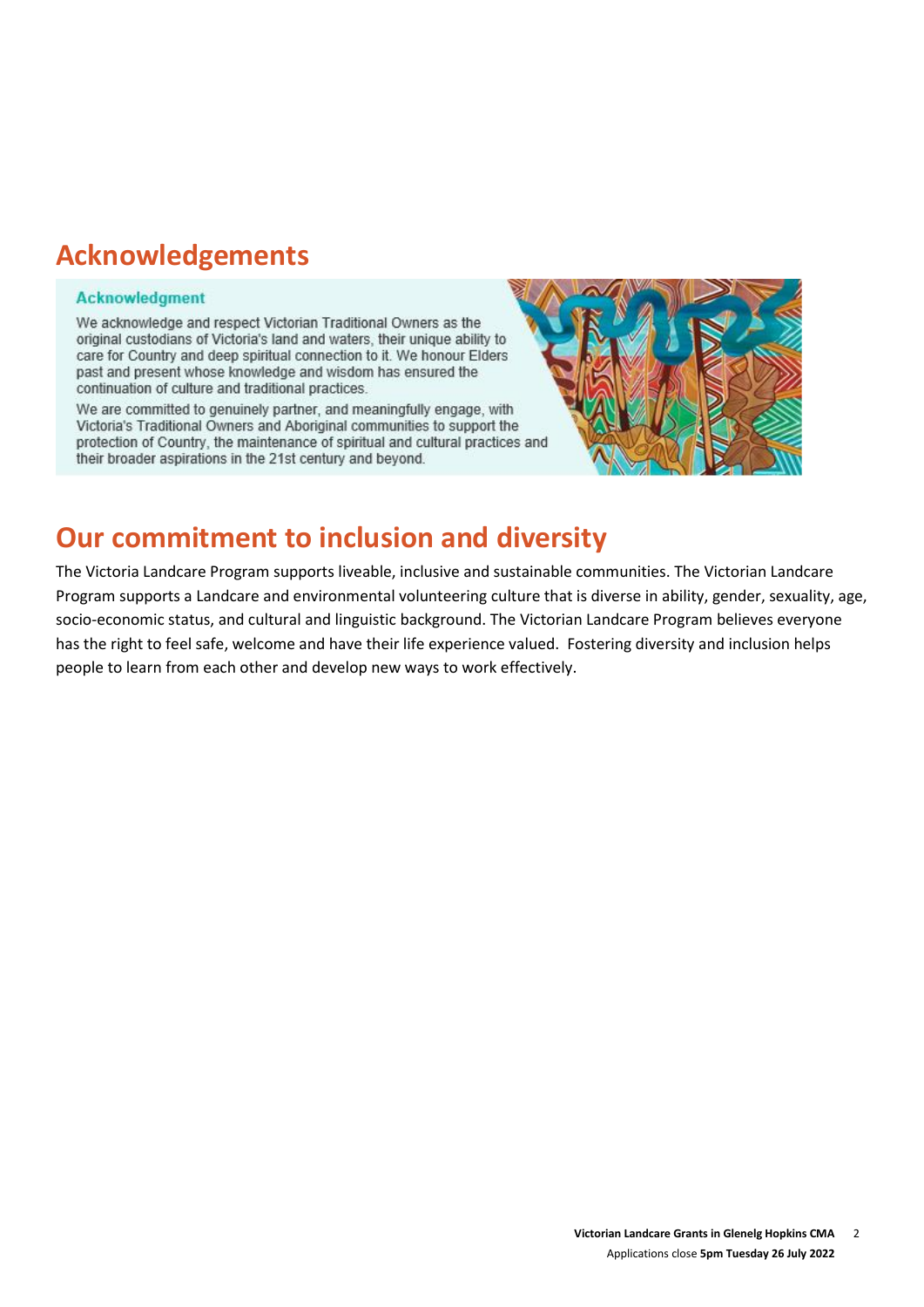## Acknowledgements

**Acknowledgment**

We acknowledge and respect Victorian Traditional Owners as the original custodians of Victoria's land and waters, their unique ability to care for Country and deep spiritual connection to it. We honour Elders past and present whose knowledge and wisdom has ensured the continuation of culture and traditional practices.

We are committed to genuinely partner, and meaningfully engage, with Victoria's Traditional Owners and Aboriginal communities to support the protection of Country, the maintenance of spiritual and cultural practices and their broader aspirations in the 21st century and beyond.

## Our commitment to inclusion and diversity

The Victoria Landcare Program supports liveable, inclusive and sustainable communities. The Victorian Landcare Program supports a Landcare and environmental volunteering culture that is diverse in ability, gender, sexuality, age, socio-economic status, and cultural and linguistic background. The Victorian Landcare Program believes everyone has the right to feel safe, welcome and have their life experience valued. Fostering diversity and inclusion helps people to learn from each other and develop new ways to work effectively.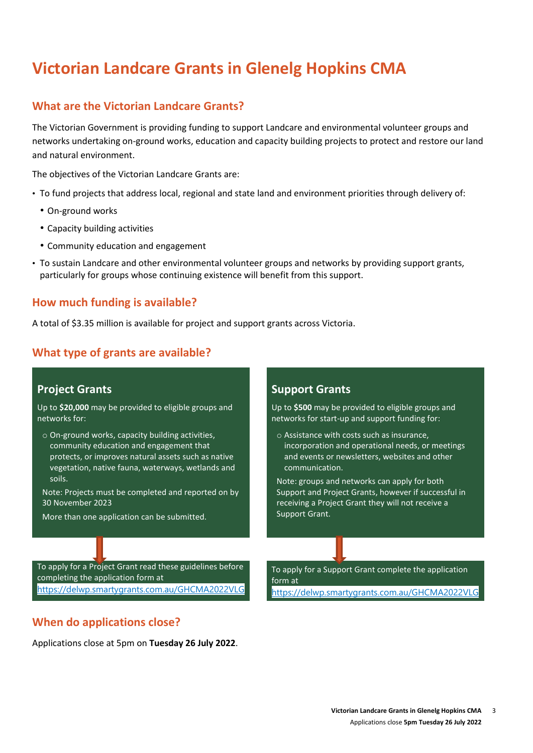# Victorian Landcare Grants in Glenelg Hopkins CMA

## What are the Victorian Landcare Grants?

The Victorian Government is providing funding to support Landcare and environmental volunteer groups and networks undertaking on-ground works, education and capacity building projects to protect and restore our land and natural environment.

The objectives of the Victorian Landcare Grants are:

- To fund projects that address local, regional and state land and environment priorities through delivery of:
  - On-ground works
  - Capacity building activities
  - Community education and engagement
- To sustain Landcare and other environmental volunteer groups and networks by providing support grants, particularly for groups whose continuing existence will benefit from this support.

## How much funding is available?

A total of $3.35 million is available for project and support grants across Victoria.

## What type of grants are available?

### Project Grants

Up to **$20,000** may be provided to eligible groups and networks for:

- On-ground works, capacity building activities, community education and engagement that protects, or improves natural assets such as native vegetation, native fauna, waterways, wetlands and soils.

Note: Projects must be completed and reported on by 30 November 2023

More than one application can be submitted.

To apply for a Project Grant read these guidelines before completing the application form at https://delwp.smartygrants.com.au/GHCMA2022VLG

### Support Grants

Up to **$500** may be provided to eligible groups and networks for start-up and support funding for:

- Assistance with costs such as insurance, incorporation and operational needs, or meetings and events or newsletters, websites and other communication.

Note: groups and networks can apply for both Support and Project Grants, however if successful in receiving a Project Grant they will not receive a Support Grant.

To apply for a Support Grant complete the application form at https://delwp.smartygrants.com.au/GHCMA2022VLG

## When do applications close?

Applications close at 5pm on **Tuesday 26 July 2022**.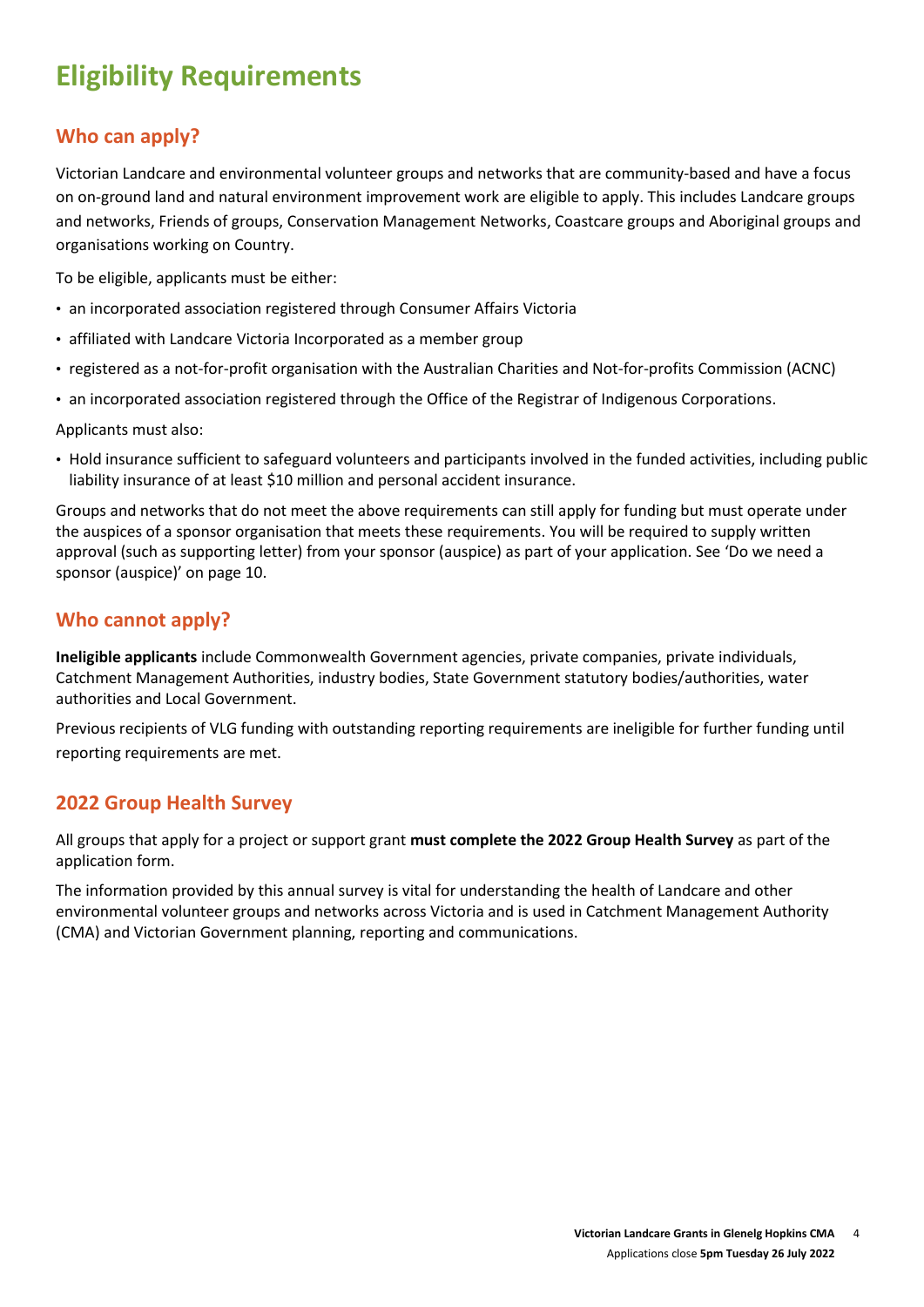# Eligibility Requirements

## Who can apply?

Victorian Landcare and environmental volunteer groups and networks that are community-based and have a focus on on-ground land and natural environment improvement work are eligible to apply. This includes Landcare groups and networks, Friends of groups, Conservation Management Networks, Coastcare groups and Aboriginal groups and organisations working on Country.

To be eligible, applicants must be either:

- an incorporated association registered through Consumer Affairs Victoria
- affiliated with Landcare Victoria Incorporated as a member group
- registered as a not-for-profit organisation with the Australian Charities and Not-for-profits Commission (ACNC)
- an incorporated association registered through the Office of the Registrar of Indigenous Corporations.

Applicants must also:

- Hold insurance sufficient to safeguard volunteers and participants involved in the funded activities, including public liability insurance of at least $10 million and personal accident insurance.

Groups and networks that do not meet the above requirements can still apply for funding but must operate under the auspices of a sponsor organisation that meets these requirements. You will be required to supply written approval (such as supporting letter) from your sponsor (auspice) as part of your application. See 'Do we need a sponsor (auspice)' on page 10.

## Who cannot apply?

**Ineligible applicants** include Commonwealth Government agencies, private companies, private individuals, Catchment Management Authorities, industry bodies, State Government statutory bodies/authorities, water authorities and Local Government.

Previous recipients of VLG funding with outstanding reporting requirements are ineligible for further funding until reporting requirements are met.

## 2022 Group Health Survey

All groups that apply for a project or support grant **must complete the 2022 Group Health Survey** as part of the application form.

The information provided by this annual survey is vital for understanding the health of Landcare and other environmental volunteer groups and networks across Victoria and is used in Catchment Management Authority (CMA) and Victorian Government planning, reporting and communications.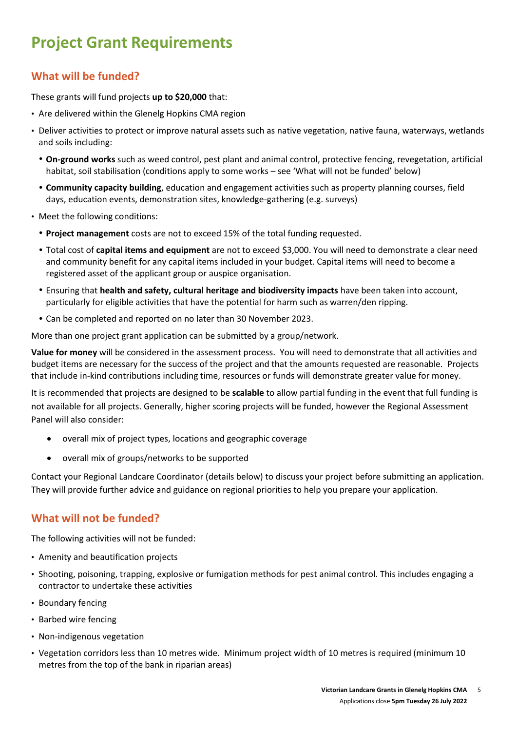# Project Grant Requirements

## What will be funded?

These grants will fund projects **up to $20,000** that:

- Are delivered within the Glenelg Hopkins CMA region
- Deliver activities to protect or improve natural assets such as native vegetation, native fauna, waterways, wetlands and soils including:
  - **On-ground works** such as weed control, pest plant and animal control, protective fencing, revegetation, artificial habitat, soil stabilisation (conditions apply to some works – see 'What will not be funded' below)
  - **Community capacity building**, education and engagement activities such as property planning courses, field days, education events, demonstration sites, knowledge-gathering (e.g. surveys)
- Meet the following conditions:
  - **Project management** costs are not to exceed 15% of the total funding requested.
  - Total cost of **capital items and equipment** are not to exceed $3,000. You will need to demonstrate a clear need and community benefit for any capital items included in your budget. Capital items will need to become a registered asset of the applicant group or auspice organisation.
  - Ensuring that **health and safety, cultural heritage and biodiversity impacts** have been taken into account, particularly for eligible activities that have the potential for harm such as warren/den ripping.
  - Can be completed and reported on no later than 30 November 2023.

More than one project grant application can be submitted by a group/network.

**Value for money** will be considered in the assessment process. You will need to demonstrate that all activities and budget items are necessary for the success of the project and that the amounts requested are reasonable. Projects that include in-kind contributions including time, resources or funds will demonstrate greater value for money.

It is recommended that projects are designed to be **scalable** to allow partial funding in the event that full funding is not available for all projects. Generally, higher scoring projects will be funded, however the Regional Assessment Panel will also consider:

- overall mix of project types, locations and geographic coverage
- overall mix of groups/networks to be supported

Contact your Regional Landcare Coordinator (details below) to discuss your project before submitting an application. They will provide further advice and guidance on regional priorities to help you prepare your application.

## What will not be funded?

The following activities will not be funded:

- Amenity and beautification projects
- Shooting, poisoning, trapping, explosive or fumigation methods for pest animal control. This includes engaging a contractor to undertake these activities
- Boundary fencing
- Barbed wire fencing
- Non-indigenous vegetation
- Vegetation corridors less than 10 metres wide. Minimum project width of 10 metres is required (minimum 10 metres from the top of the bank in riparian areas)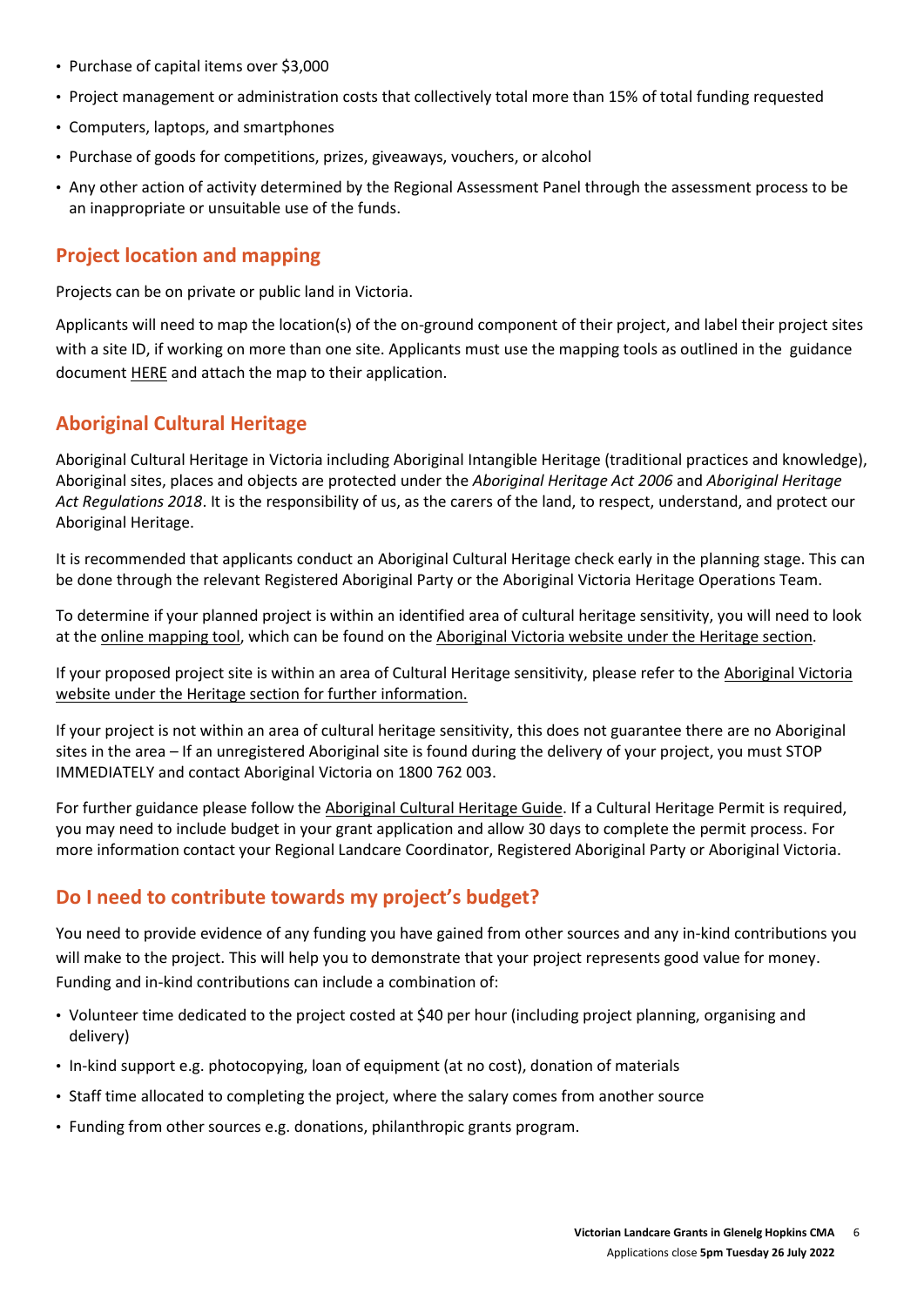- Purchase of capital items over $3,000
- Project management or administration costs that collectively total more than 15% of total funding requested
- Computers, laptops, and smartphones
- Purchase of goods for competitions, prizes, giveaways, vouchers, or alcohol
- Any other action of activity determined by the Regional Assessment Panel through the assessment process to be an inappropriate or unsuitable use of the funds.

## Project location and mapping

Projects can be on private or public land in Victoria.

Applicants will need to map the location(s) of the on-ground component of their project, and label their project sites with a site ID, if working on more than one site. Applicants must use the mapping tools as outlined in the guidance document HERE and attach the map to their application.

## Aboriginal Cultural Heritage

Aboriginal Cultural Heritage in Victoria including Aboriginal Intangible Heritage (traditional practices and knowledge), Aboriginal sites, places and objects are protected under the *Aboriginal Heritage Act 2006* and *Aboriginal Heritage Act Regulations 2018*. It is the responsibility of us, as the carers of the land, to respect, understand, and protect our Aboriginal Heritage.

It is recommended that applicants conduct an Aboriginal Cultural Heritage check early in the planning stage. This can be done through the relevant Registered Aboriginal Party or the Aboriginal Victoria Heritage Operations Team.

To determine if your planned project is within an identified area of cultural heritage sensitivity, you will need to look at the online mapping tool, which can be found on the Aboriginal Victoria website under the Heritage section.

If your proposed project site is within an area of Cultural Heritage sensitivity, please refer to the Aboriginal Victoria website under the Heritage section for further information.

If your project is not within an area of cultural heritage sensitivity, this does not guarantee there are no Aboriginal sites in the area – If an unregistered Aboriginal site is found during the delivery of your project, you must STOP IMMEDIATELY and contact Aboriginal Victoria on 1800 762 003.

For further guidance please follow the Aboriginal Cultural Heritage Guide. If a Cultural Heritage Permit is required, you may need to include budget in your grant application and allow 30 days to complete the permit process. For more information contact your Regional Landcare Coordinator, Registered Aboriginal Party or Aboriginal Victoria.

## Do I need to contribute towards my project's budget?

You need to provide evidence of any funding you have gained from other sources and any in-kind contributions you will make to the project. This will help you to demonstrate that your project represents good value for money. Funding and in-kind contributions can include a combination of:

- Volunteer time dedicated to the project costed at $40 per hour (including project planning, organising and delivery)
- In-kind support e.g. photocopying, loan of equipment (at no cost), donation of materials
- Staff time allocated to completing the project, where the salary comes from another source
- Funding from other sources e.g. donations, philanthropic grants program.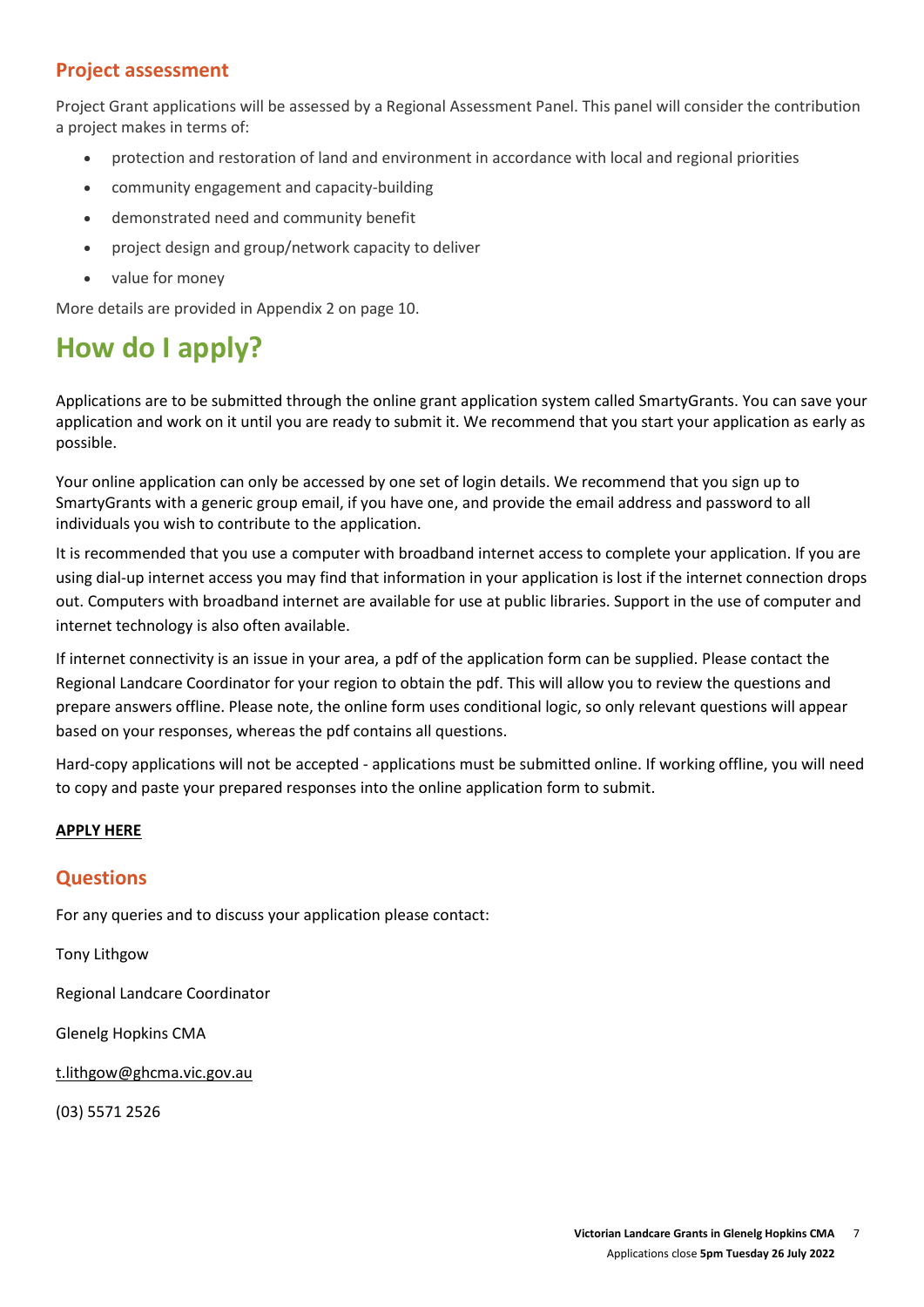## Project assessment

Project Grant applications will be assessed by a Regional Assessment Panel. This panel will consider the contribution a project makes in terms of:

- protection and restoration of land and environment in accordance with local and regional priorities
- community engagement and capacity-building
- demonstrated need and community benefit
- project design and group/network capacity to deliver
- value for money

More details are provided in Appendix 2 on page 10.

# How do I apply?

Applications are to be submitted through the online grant application system called SmartyGrants. You can save your application and work on it until you are ready to submit it. We recommend that you start your application as early as possible.

Your online application can only be accessed by one set of login details. We recommend that you sign up to SmartyGrants with a generic group email, if you have one, and provide the email address and password to all individuals you wish to contribute to the application.

It is recommended that you use a computer with broadband internet access to complete your application. If you are using dial-up internet access you may find that information in your application is lost if the internet connection drops out. Computers with broadband internet are available for use at public libraries. Support in the use of computer and internet technology is also often available.

If internet connectivity is an issue in your area, a pdf of the application form can be supplied. Please contact the Regional Landcare Coordinator for your region to obtain the pdf. This will allow you to review the questions and prepare answers offline. Please note, the online form uses conditional logic, so only relevant questions will appear based on your responses, whereas the pdf contains all questions.

Hard-copy applications will not be accepted - applications must be submitted online. If working offline, you will need to copy and paste your prepared responses into the online application form to submit.

**APPLY HERE**

## Questions

For any queries and to discuss your application please contact:

Tony Lithgow

Regional Landcare Coordinator

Glenelg Hopkins CMA

t.lithgow@ghcma.vic.gov.au

(03) 5571 2526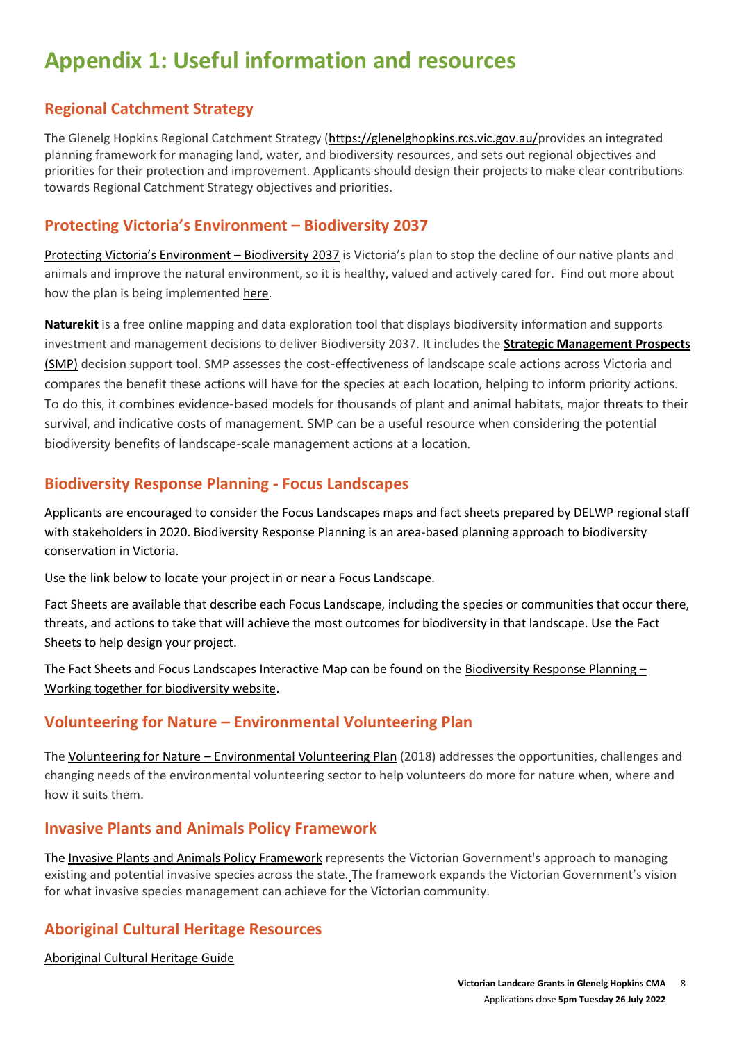# Appendix 1: Useful information and resources

## Regional Catchment Strategy

The Glenelg Hopkins Regional Catchment Strategy (https://glenelghopkins.rcs.vic.gov.au/provides an integrated planning framework for managing land, water, and biodiversity resources, and sets out regional objectives and priorities for their protection and improvement. Applicants should design their projects to make clear contributions towards Regional Catchment Strategy objectives and priorities.

## Protecting Victoria's Environment – Biodiversity 2037

Protecting Victoria's Environment – Biodiversity 2037 is Victoria's plan to stop the decline of our native plants and animals and improve the natural environment, so it is healthy, valued and actively cared for. Find out more about how the plan is being implemented here.

**Naturekit** is a free online mapping and data exploration tool that displays biodiversity information and supports investment and management decisions to deliver Biodiversity 2037. It includes the **Strategic Management Prospects (SMP)** decision support tool. SMP assesses the cost-effectiveness of landscape scale actions across Victoria and compares the benefit these actions will have for the species at each location, helping to inform priority actions. To do this, it combines evidence-based models for thousands of plant and animal habitats, major threats to their survival, and indicative costs of management. SMP can be a useful resource when considering the potential biodiversity benefits of landscape-scale management actions at a location.

## Biodiversity Response Planning - Focus Landscapes

Applicants are encouraged to consider the Focus Landscapes maps and fact sheets prepared by DELWP regional staff with stakeholders in 2020. Biodiversity Response Planning is an area-based planning approach to biodiversity conservation in Victoria.

Use the link below to locate your project in or near a Focus Landscape.

Fact Sheets are available that describe each Focus Landscape, including the species or communities that occur there, threats, and actions to take that will achieve the most outcomes for biodiversity in that landscape. Use the Fact Sheets to help design your project.

The Fact Sheets and Focus Landscapes Interactive Map can be found on the Biodiversity Response Planning – Working together for biodiversity website.

## Volunteering for Nature – Environmental Volunteering Plan

The Volunteering for Nature – Environmental Volunteering Plan (2018) addresses the opportunities, challenges and changing needs of the environmental volunteering sector to help volunteers do more for nature when, where and how it suits them.

## Invasive Plants and Animals Policy Framework

The Invasive Plants and Animals Policy Framework represents the Victorian Government's approach to managing existing and potential invasive species across the state. The framework expands the Victorian Government's vision for what invasive species management can achieve for the Victorian community.

## Aboriginal Cultural Heritage Resources

Aboriginal Cultural Heritage Guide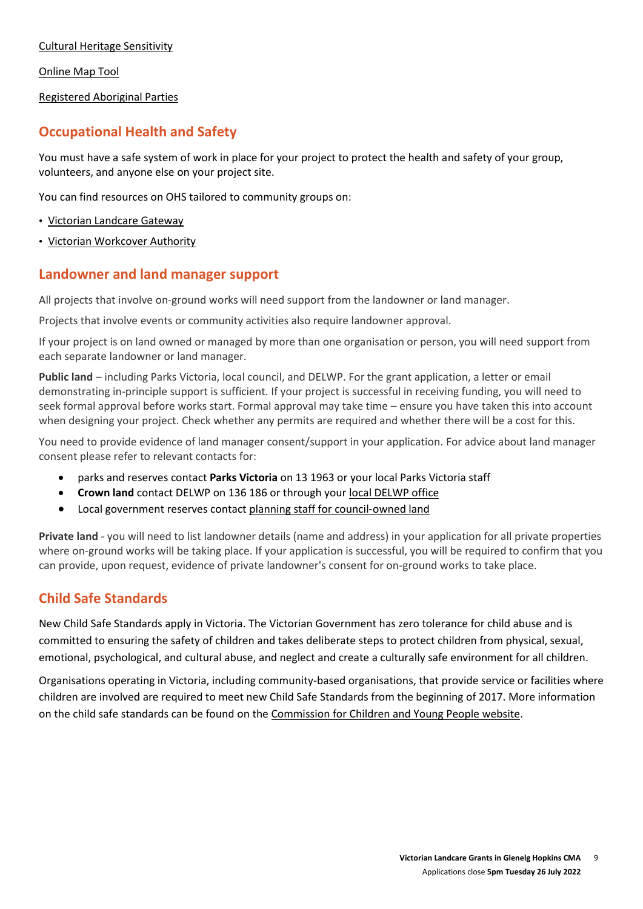Cultural Heritage Sensitivity

Online Map Tool

Registered Aboriginal Parties

## Occupational Health and Safety

You must have a safe system of work in place for your project to protect the health and safety of your group, volunteers, and anyone else on your project site.

You can find resources on OHS tailored to community groups on:

- Victorian Landcare Gateway
- Victorian Workcover Authority

## Landowner and land manager support

All projects that involve on-ground works will need support from the landowner or land manager.

Projects that involve events or community activities also require landowner approval.

If your project is on land owned or managed by more than one organisation or person, you will need support from each separate landowner or land manager.

**Public land** – including Parks Victoria, local council, and DELWP. For the grant application, a letter or email demonstrating in-principle support is sufficient. If your project is successful in receiving funding, you will need to seek formal approval before works start. Formal approval may take time – ensure you have taken this into account when designing your project. Check whether any permits are required and whether there will be a cost for this.

You need to provide evidence of land manager consent/support in your application. For advice about land manager consent please refer to relevant contacts for:

- parks and reserves contact **Parks Victoria** on 13 1963 or your local Parks Victoria staff
- **Crown land** contact DELWP on 136 186 or through your local DELWP office
- Local government reserves contact planning staff for council-owned land

**Private land** - you will need to list landowner details (name and address) in your application for all private properties where on-ground works will be taking place. If your application is successful, you will be required to confirm that you can provide, upon request, evidence of private landowner's consent for on-ground works to take place.

## Child Safe Standards

New Child Safe Standards apply in Victoria. The Victorian Government has zero tolerance for child abuse and is committed to ensuring the safety of children and takes deliberate steps to protect children from physical, sexual, emotional, psychological, and cultural abuse, and neglect and create a culturally safe environment for all children.

Organisations operating in Victoria, including community-based organisations, that provide service or facilities where children are involved are required to meet new Child Safe Standards from the beginning of 2017. More information on the child safe standards can be found on the Commission for Children and Young People website.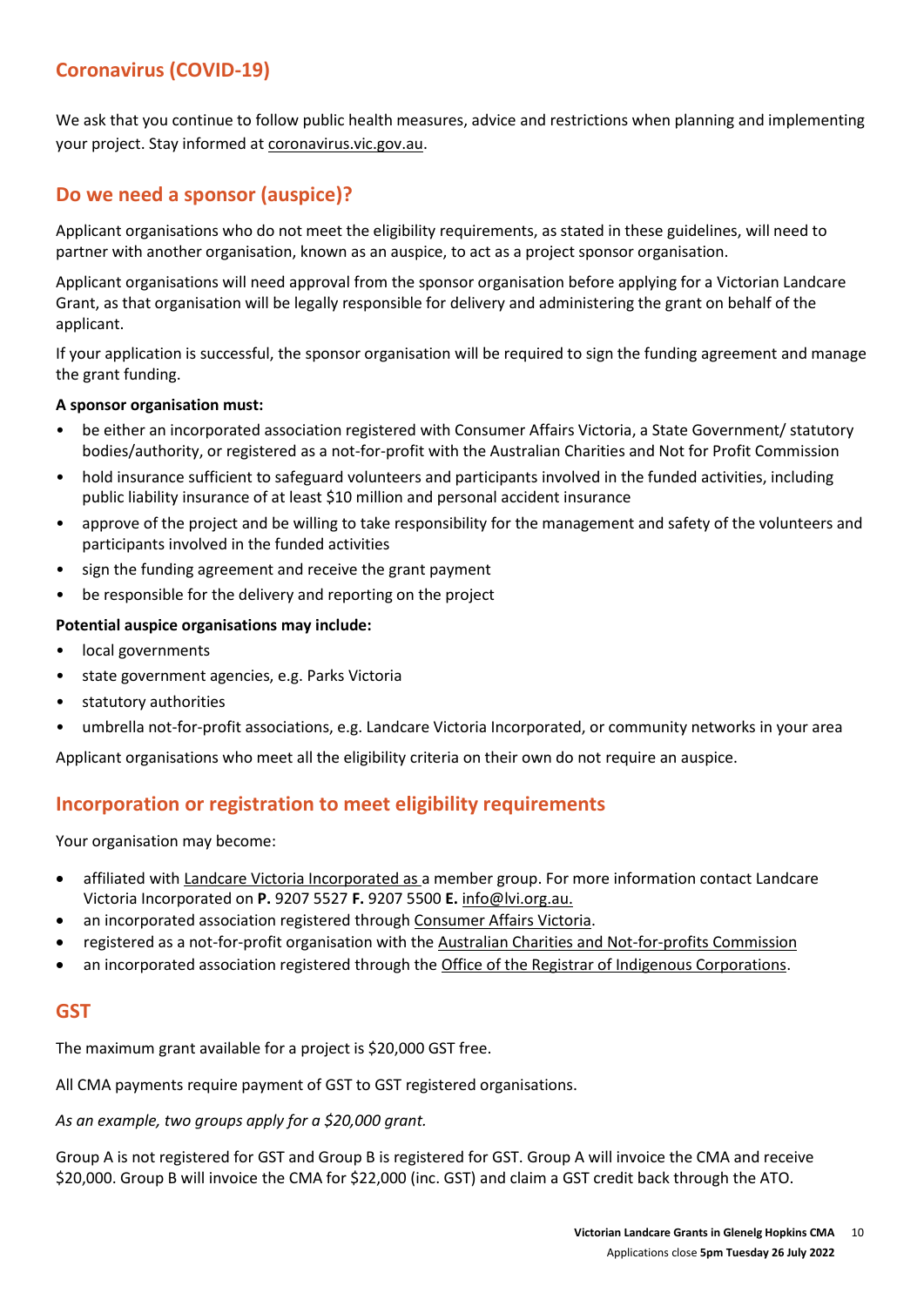## Coronavirus (COVID-19)

We ask that you continue to follow public health measures, advice and restrictions when planning and implementing your project. Stay informed at coronavirus.vic.gov.au.

## Do we need a sponsor (auspice)?

Applicant organisations who do not meet the eligibility requirements, as stated in these guidelines, will need to partner with another organisation, known as an auspice, to act as a project sponsor organisation.

Applicant organisations will need approval from the sponsor organisation before applying for a Victorian Landcare Grant, as that organisation will be legally responsible for delivery and administering the grant on behalf of the applicant.

If your application is successful, the sponsor organisation will be required to sign the funding agreement and manage the grant funding.

**A sponsor organisation must:**

- be either an incorporated association registered with Consumer Affairs Victoria, a State Government/ statutory bodies/authority, or registered as a not-for-profit with the Australian Charities and Not for Profit Commission
- hold insurance sufficient to safeguard volunteers and participants involved in the funded activities, including public liability insurance of at least $10 million and personal accident insurance
- approve of the project and be willing to take responsibility for the management and safety of the volunteers and participants involved in the funded activities
- sign the funding agreement and receive the grant payment
- be responsible for the delivery and reporting on the project

**Potential auspice organisations may include:**

- local governments
- state government agencies, e.g. Parks Victoria
- statutory authorities
- umbrella not-for-profit associations, e.g. Landcare Victoria Incorporated, or community networks in your area

Applicant organisations who meet all the eligibility criteria on their own do not require an auspice.

## Incorporation or registration to meet eligibility requirements

Your organisation may become:

- affiliated with Landcare Victoria Incorporated as a member group. For more information contact Landcare Victoria Incorporated on **P.** 9207 5527 **F.** 9207 5500 **E.** info@lvi.org.au.
- an incorporated association registered through Consumer Affairs Victoria.
- registered as a not-for-profit organisation with the Australian Charities and Not-for-profits Commission
- an incorporated association registered through the Office of the Registrar of Indigenous Corporations.

## GST

The maximum grant available for a project is $20,000 GST free.

All CMA payments require payment of GST to GST registered organisations.

*As an example, two groups apply for a $20,000 grant.*

Group A is not registered for GST and Group B is registered for GST. Group A will invoice the CMA and receive $20,000. Group B will invoice the CMA for $22,000 (inc. GST) and claim a GST credit back through the ATO.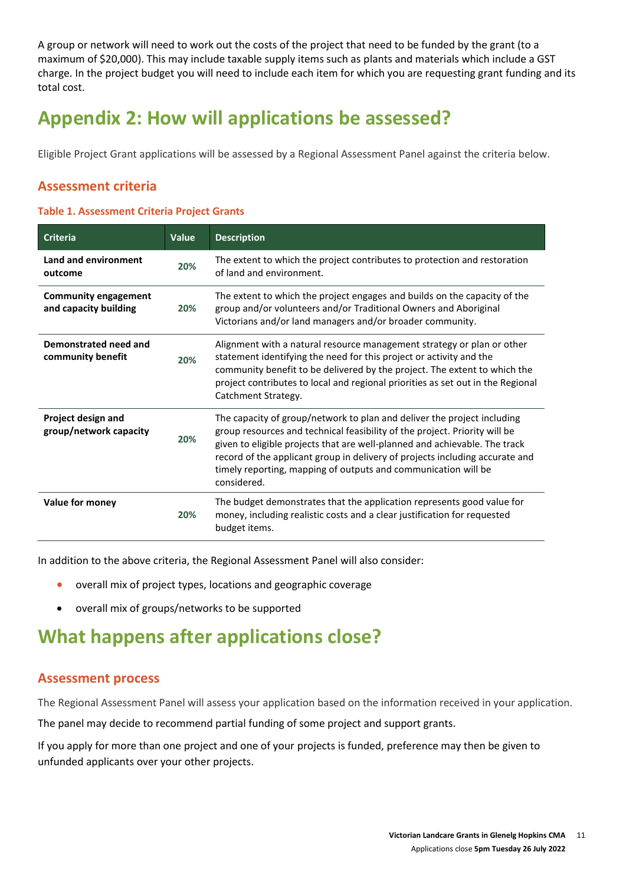A group or network will need to work out the costs of the project that need to be funded by the grant (to a maximum of $20,000). This may include taxable supply items such as plants and materials which include a GST charge. In the project budget you will need to include each item for which you are requesting grant funding and its total cost.

# Appendix 2: How will applications be assessed?

Eligible Project Grant applications will be assessed by a Regional Assessment Panel against the criteria below.

## Assessment criteria

### Table 1. Assessment Criteria Project Grants

| Criteria | Value | Description |
|---|---|---|
| **Land and environment outcome** | **20%** | The extent to which the project contributes to protection and restoration of land and environment. |
| **Community engagement and capacity building** | **20%** | The extent to which the project engages and builds on the capacity of the group and/or volunteers and/or Traditional Owners and Aboriginal Victorians and/or land managers and/or broader community. |
| **Demonstrated need and community benefit** | **20%** | Alignment with a natural resource management strategy or plan or other statement identifying the need for this project or activity and the community benefit to be delivered by the project. The extent to which the project contributes to local and regional priorities as set out in the Regional Catchment Strategy. |
| **Project design and group/network capacity** | **20%** | The capacity of group/network to plan and deliver the project including group resources and technical feasibility of the project. Priority will be given to eligible projects that are well-planned and achievable. The track record of the applicant group in delivery of projects including accurate and timely reporting, mapping of outputs and communication will be considered. |
| **Value for money** | **20%** | The budget demonstrates that the application represents good value for money, including realistic costs and a clear justification for requested budget items. |

In addition to the above criteria, the Regional Assessment Panel will also consider:

- overall mix of project types, locations and geographic coverage
- overall mix of groups/networks to be supported

# What happens after applications close?

## Assessment process

The Regional Assessment Panel will assess your application based on the information received in your application.

The panel may decide to recommend partial funding of some project and support grants.

If you apply for more than one project and one of your projects is funded, preference may then be given to unfunded applicants over your other projects.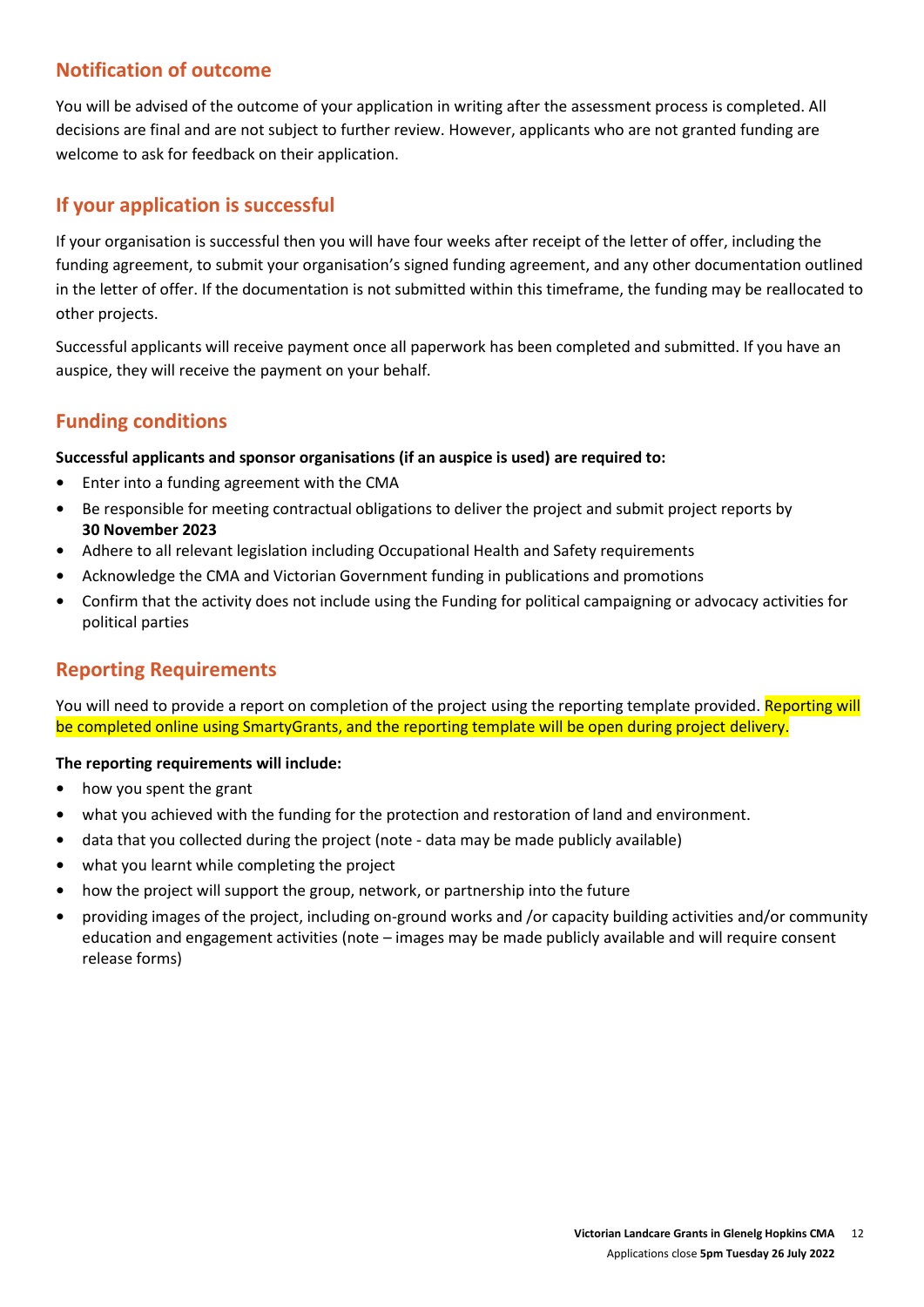## Notification of outcome

You will be advised of the outcome of your application in writing after the assessment process is completed. All decisions are final and are not subject to further review. However, applicants who are not granted funding are welcome to ask for feedback on their application.

## If your application is successful

If your organisation is successful then you will have four weeks after receipt of the letter of offer, including the funding agreement, to submit your organisation's signed funding agreement, and any other documentation outlined in the letter of offer. If the documentation is not submitted within this timeframe, the funding may be reallocated to other projects.

Successful applicants will receive payment once all paperwork has been completed and submitted. If you have an auspice, they will receive the payment on your behalf.

## Funding conditions

**Successful applicants and sponsor organisations (if an auspice is used) are required to:**

- Enter into a funding agreement with the CMA
- Be responsible for meeting contractual obligations to deliver the project and submit project reports by **30 November 2023**
- Adhere to all relevant legislation including Occupational Health and Safety requirements
- Acknowledge the CMA and Victorian Government funding in publications and promotions
- Confirm that the activity does not include using the Funding for political campaigning or advocacy activities for political parties

## Reporting Requirements

You will need to provide a report on completion of the project using the reporting template provided. Reporting will be completed online using SmartyGrants, and the reporting template will be open during project delivery.

**The reporting requirements will include:**

- how you spent the grant
- what you achieved with the funding for the protection and restoration of land and environment.
- data that you collected during the project (note - data may be made publicly available)
- what you learnt while completing the project
- how the project will support the group, network, or partnership into the future
- providing images of the project, including on-ground works and /or capacity building activities and/or community education and engagement activities (note – images may be made publicly available and will require consent release forms)